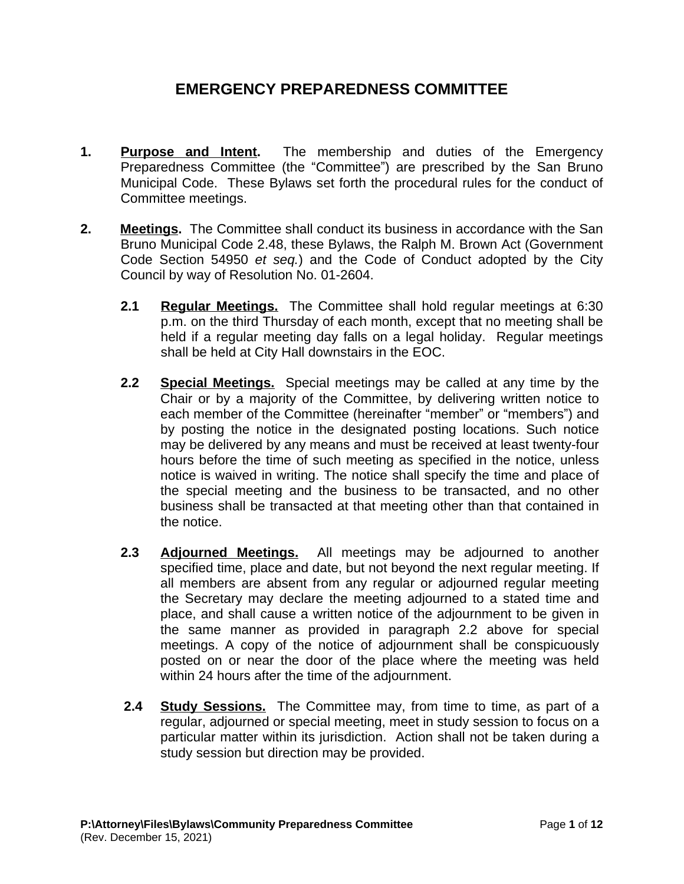# EMERGENCY PREPAREDNESS COMMITTEE

**1. Purpose and Intent.** The membership and duties of the Emergency Preparedness Committee (the "Committee") are prescribed by the San Bruno Municipal Code. These Bylaws set forth the procedural rules for the conduct of Committee meetings.

**2. Meetings.** The Committee shall conduct its business in accordance with the San Bruno Municipal Code 2.48, these Bylaws, the Ralph M. Brown Act (Government Code Section 54950 *et seq.*) and the Code of Conduct adopted by the City Council by way of Resolution No. 01-2604.

**2.1 Regular Meetings.** The Committee shall hold regular meetings at 6:30 p.m. on the third Thursday of each month, except that no meeting shall be held if a regular meeting day falls on a legal holiday. Regular meetings shall be held at City Hall downstairs in the EOC.

**2.2 Special Meetings.** Special meetings may be called at any time by the Chair or by a majority of the Committee, by delivering written notice to each member of the Committee (hereinafter "member" or "members") and by posting the notice in the designated posting locations. Such notice may be delivered by any means and must be received at least twenty-four hours before the time of such meeting as specified in the notice, unless notice is waived in writing. The notice shall specify the time and place of the special meeting and the business to be transacted, and no other business shall be transacted at that meeting other than that contained in the notice.

**2.3 Adjourned Meetings.** All meetings may be adjourned to another specified time, place and date, but not beyond the next regular meeting. If all members are absent from any regular or adjourned regular meeting the Secretary may declare the meeting adjourned to a stated time and place, and shall cause a written notice of the adjournment to be given in the same manner as provided in paragraph 2.2 above for special meetings. A copy of the notice of adjournment shall be conspicuously posted on or near the door of the place where the meeting was held within 24 hours after the time of the adjournment.

**2.4 Study Sessions.** The Committee may, from time to time, as part of a regular, adjourned or special meeting, meet in study session to focus on a particular matter within its jurisdiction. Action shall not be taken during a study session but direction may be provided.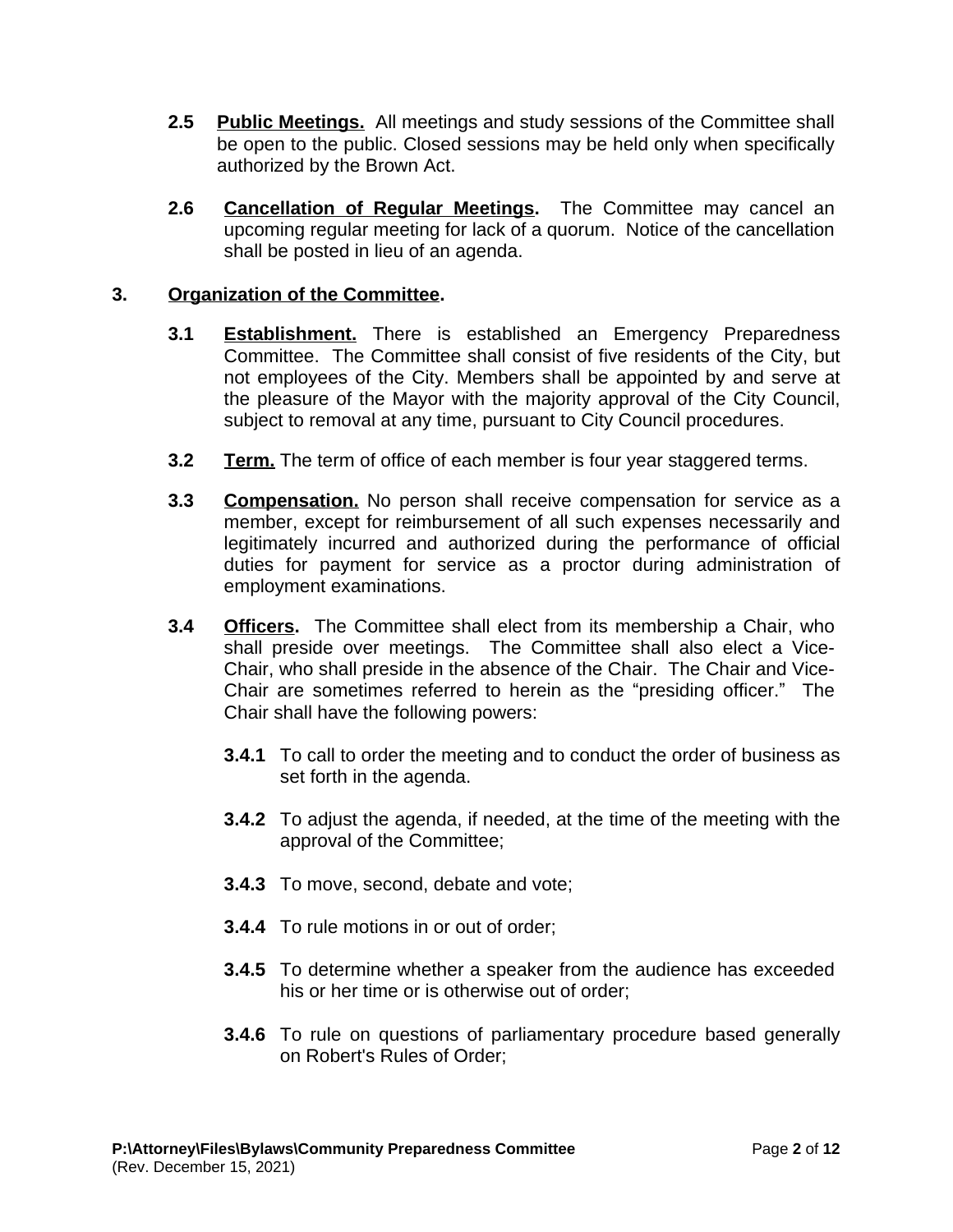**2.5 Public Meetings.** All meetings and study sessions of the Committee shall be open to the public. Closed sessions may be held only when specifically authorized by the Brown Act.

**2.6 Cancellation of Regular Meetings.** The Committee may cancel an upcoming regular meeting for lack of a quorum. Notice of the cancellation shall be posted in lieu of an agenda.

## 3. Organization of the Committee.

**3.1 Establishment.** There is established an Emergency Preparedness Committee. The Committee shall consist of five residents of the City, but not employees of the City. Members shall be appointed by and serve at the pleasure of the Mayor with the majority approval of the City Council, subject to removal at any time, pursuant to City Council procedures.

**3.2 Term.** The term of office of each member is four year staggered terms.

**3.3 Compensation.** No person shall receive compensation for service as a member, except for reimbursement of all such expenses necessarily and legitimately incurred and authorized during the performance of official duties for payment for service as a proctor during administration of employment examinations.

**3.4 Officers.** The Committee shall elect from its membership a Chair, who shall preside over meetings. The Committee shall also elect a Vice-Chair, who shall preside in the absence of the Chair. The Chair and Vice-Chair are sometimes referred to herein as the "presiding officer." The Chair shall have the following powers:

**3.4.1** To call to order the meeting and to conduct the order of business as set forth in the agenda.

**3.4.2** To adjust the agenda, if needed, at the time of the meeting with the approval of the Committee;

**3.4.3** To move, second, debate and vote;

**3.4.4** To rule motions in or out of order;

**3.4.5** To determine whether a speaker from the audience has exceeded his or her time or is otherwise out of order;

**3.4.6** To rule on questions of parliamentary procedure based generally on Robert's Rules of Order;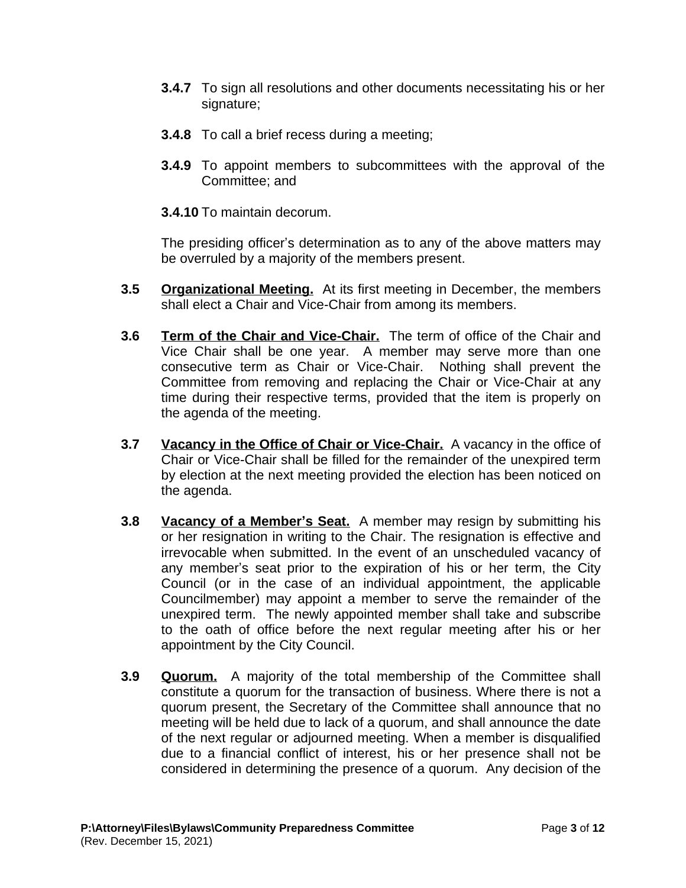**3.4.7** To sign all resolutions and other documents necessitating his or her signature;

**3.4.8** To call a brief recess during a meeting;

**3.4.9** To appoint members to subcommittees with the approval of the Committee; and

**3.4.10** To maintain decorum.

The presiding officer's determination as to any of the above matters may be overruled by a majority of the members present.

**3.5** **Organizational Meeting.** At its first meeting in December, the members shall elect a Chair and Vice-Chair from among its members.

**3.6** **Term of the Chair and Vice-Chair.** The term of office of the Chair and Vice Chair shall be one year. A member may serve more than one consecutive term as Chair or Vice-Chair. Nothing shall prevent the Committee from removing and replacing the Chair or Vice-Chair at any time during their respective terms, provided that the item is properly on the agenda of the meeting.

**3.7** **Vacancy in the Office of Chair or Vice-Chair.** A vacancy in the office of Chair or Vice-Chair shall be filled for the remainder of the unexpired term by election at the next meeting provided the election has been noticed on the agenda.

**3.8** **Vacancy of a Member's Seat.** A member may resign by submitting his or her resignation in writing to the Chair. The resignation is effective and irrevocable when submitted. In the event of an unscheduled vacancy of any member's seat prior to the expiration of his or her term, the City Council (or in the case of an individual appointment, the applicable Councilmember) may appoint a member to serve the remainder of the unexpired term. The newly appointed member shall take and subscribe to the oath of office before the next regular meeting after his or her appointment by the City Council.

**3.9** **Quorum.** A majority of the total membership of the Committee shall constitute a quorum for the transaction of business. Where there is not a quorum present, the Secretary of the Committee shall announce that no meeting will be held due to lack of a quorum, and shall announce the date of the next regular or adjourned meeting. When a member is disqualified due to a financial conflict of interest, his or her presence shall not be considered in determining the presence of a quorum. Any decision of the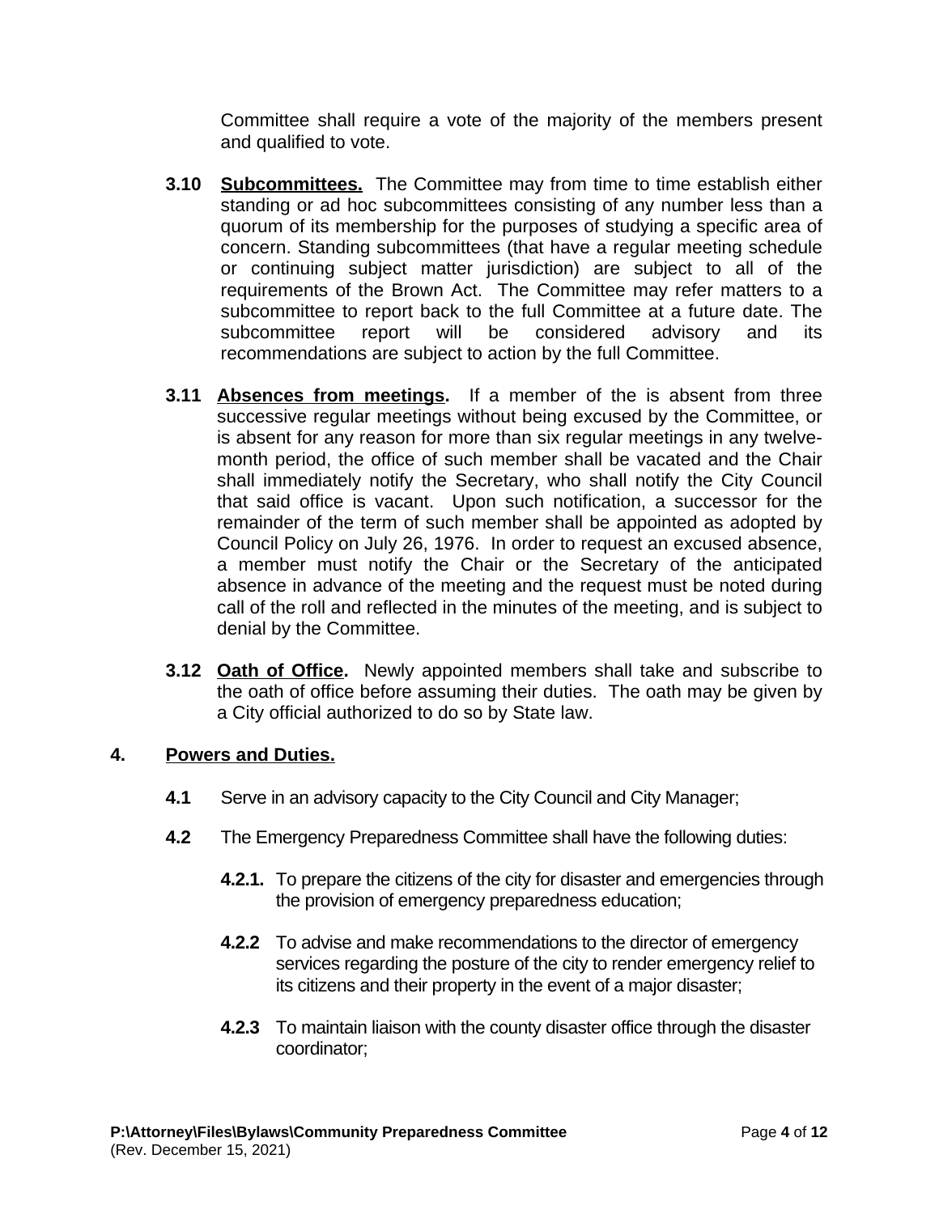Committee shall require a vote of the majority of the members present and qualified to vote.

**3.10 Subcommittees.** The Committee may from time to time establish either standing or ad hoc subcommittees consisting of any number less than a quorum of its membership for the purposes of studying a specific area of concern. Standing subcommittees (that have a regular meeting schedule or continuing subject matter jurisdiction) are subject to all of the requirements of the Brown Act. The Committee may refer matters to a subcommittee to report back to the full Committee at a future date. The subcommittee report will be considered advisory and its recommendations are subject to action by the full Committee.

**3.11 Absences from meetings.** If a member of the is absent from three successive regular meetings without being excused by the Committee, or is absent for any reason for more than six regular meetings in any twelve-month period, the office of such member shall be vacated and the Chair shall immediately notify the Secretary, who shall notify the City Council that said office is vacant. Upon such notification, a successor for the remainder of the term of such member shall be appointed as adopted by Council Policy on July 26, 1976. In order to request an excused absence, a member must notify the Chair or the Secretary of the anticipated absence in advance of the meeting and the request must be noted during call of the roll and reflected in the minutes of the meeting, and is subject to denial by the Committee.

**3.12 Oath of Office.** Newly appointed members shall take and subscribe to the oath of office before assuming their duties. The oath may be given by a City official authorized to do so by State law.

## 4. Powers and Duties.

**4.1** Serve in an advisory capacity to the City Council and City Manager;

**4.2** The Emergency Preparedness Committee shall have the following duties:

**4.2.1.** To prepare the citizens of the city for disaster and emergencies through the provision of emergency preparedness education;

**4.2.2** To advise and make recommendations to the director of emergency services regarding the posture of the city to render emergency relief to its citizens and their property in the event of a major disaster;

**4.2.3** To maintain liaison with the county disaster office through the disaster coordinator;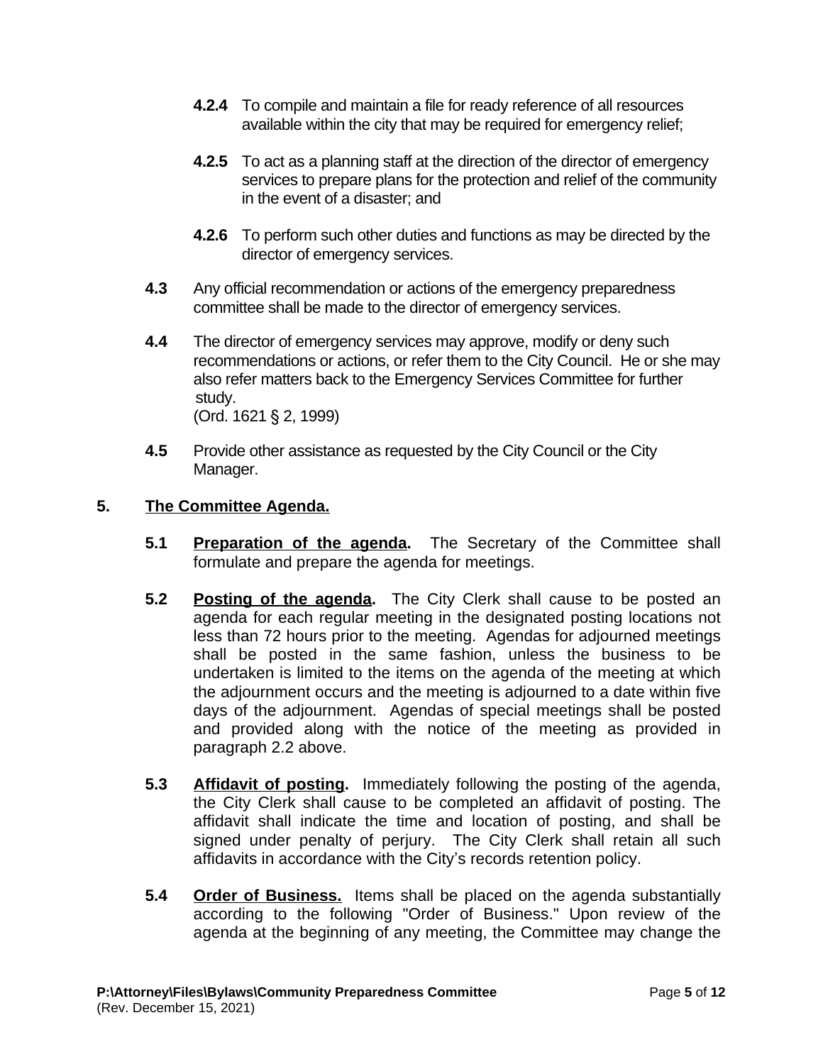**4.2.4** To compile and maintain a file for ready reference of all resources available within the city that may be required for emergency relief;

**4.2.5** To act as a planning staff at the direction of the director of emergency services to prepare plans for the protection and relief of the community in the event of a disaster; and

**4.2.6** To perform such other duties and functions as may be directed by the director of emergency services.

**4.3** Any official recommendation or actions of the emergency preparedness committee shall be made to the director of emergency services.

**4.4** The director of emergency services may approve, modify or deny such recommendations or actions, or refer them to the City Council. He or she may also refer matters back to the Emergency Services Committee for further study.
(Ord. 1621 § 2, 1999)

**4.5** Provide other assistance as requested by the City Council or the City Manager.

## 5. <u>The Committee Agenda.</u>

**5.1** **<u>Preparation of the agenda</u>.** The Secretary of the Committee shall formulate and prepare the agenda for meetings.

**5.2** **<u>Posting of the agenda</u>.** The City Clerk shall cause to be posted an agenda for each regular meeting in the designated posting locations not less than 72 hours prior to the meeting. Agendas for adjourned meetings shall be posted in the same fashion, unless the business to be undertaken is limited to the items on the agenda of the meeting at which the adjournment occurs and the meeting is adjourned to a date within five days of the adjournment. Agendas of special meetings shall be posted and provided along with the notice of the meeting as provided in paragraph 2.2 above.

**5.3** **<u>Affidavit of posting</u>.** Immediately following the posting of the agenda, the City Clerk shall cause to be completed an affidavit of posting. The affidavit shall indicate the time and location of posting, and shall be signed under penalty of perjury. The City Clerk shall retain all such affidavits in accordance with the City's records retention policy.

**5.4** **<u>Order of Business.</u>** Items shall be placed on the agenda substantially according to the following "Order of Business." Upon review of the agenda at the beginning of any meeting, the Committee may change the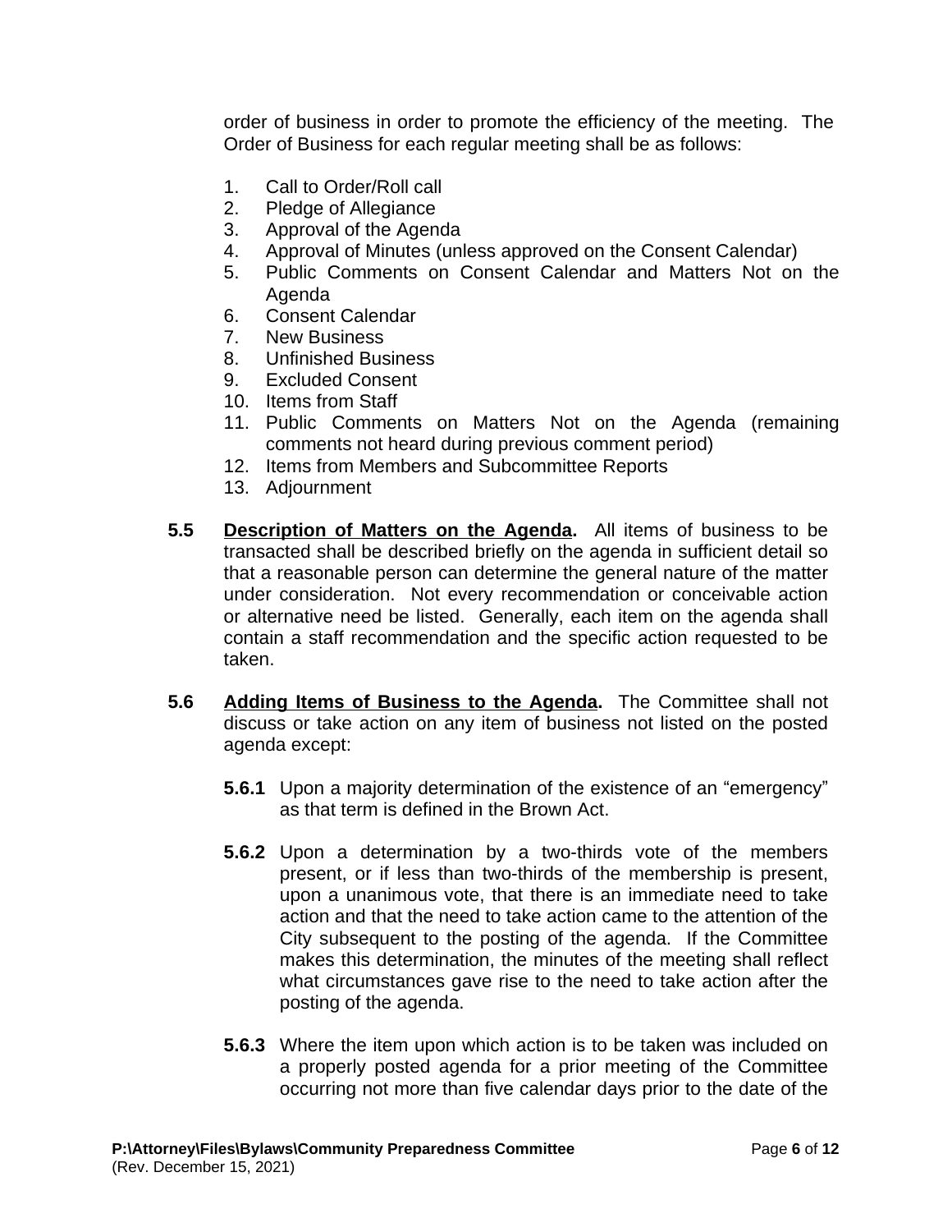order of business in order to promote the efficiency of the meeting. The Order of Business for each regular meeting shall be as follows:

1. Call to Order/Roll call
2. Pledge of Allegiance
3. Approval of the Agenda
4. Approval of Minutes (unless approved on the Consent Calendar)
5. Public Comments on Consent Calendar and Matters Not on the Agenda
6. Consent Calendar
7. New Business
8. Unfinished Business
9. Excluded Consent
10. Items from Staff
11. Public Comments on Matters Not on the Agenda (remaining comments not heard during previous comment period)
12. Items from Members and Subcommittee Reports
13. Adjournment

**5.5 Description of Matters on the Agenda.** All items of business to be transacted shall be described briefly on the agenda in sufficient detail so that a reasonable person can determine the general nature of the matter under consideration. Not every recommendation or conceivable action or alternative need be listed. Generally, each item on the agenda shall contain a staff recommendation and the specific action requested to be taken.

**5.6 Adding Items of Business to the Agenda.** The Committee shall not discuss or take action on any item of business not listed on the posted agenda except:

**5.6.1** Upon a majority determination of the existence of an "emergency" as that term is defined in the Brown Act.

**5.6.2** Upon a determination by a two-thirds vote of the members present, or if less than two-thirds of the membership is present, upon a unanimous vote, that there is an immediate need to take action and that the need to take action came to the attention of the City subsequent to the posting of the agenda. If the Committee makes this determination, the minutes of the meeting shall reflect what circumstances gave rise to the need to take action after the posting of the agenda.

**5.6.3** Where the item upon which action is to be taken was included on a properly posted agenda for a prior meeting of the Committee occurring not more than five calendar days prior to the date of the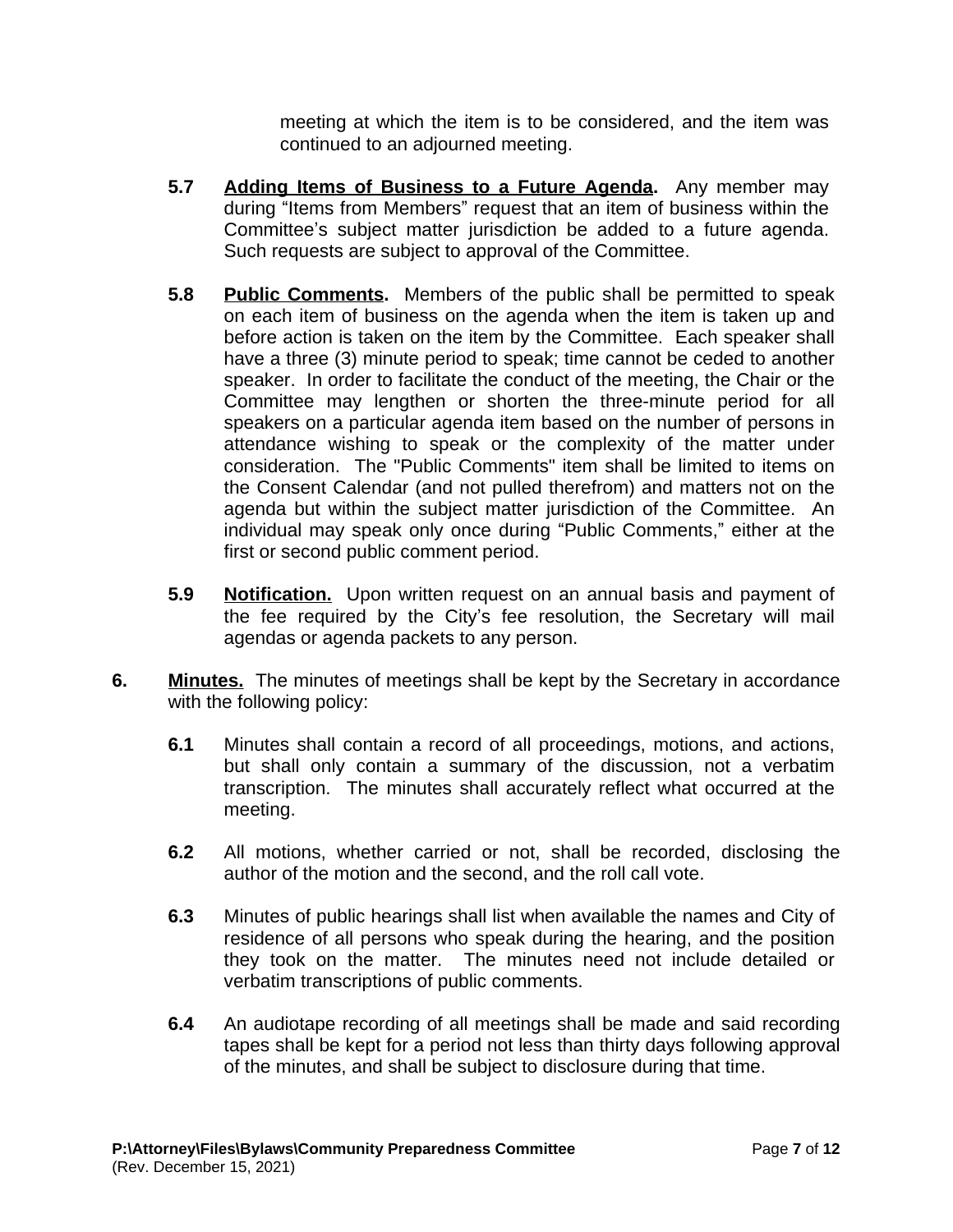meeting at which the item is to be considered, and the item was continued to an adjourned meeting.

**5.7** **Adding Items of Business to a Future Agenda.** Any member may during "Items from Members" request that an item of business within the Committee's subject matter jurisdiction be added to a future agenda. Such requests are subject to approval of the Committee.

**5.8** **Public Comments.** Members of the public shall be permitted to speak on each item of business on the agenda when the item is taken up and before action is taken on the item by the Committee. Each speaker shall have a three (3) minute period to speak; time cannot be ceded to another speaker. In order to facilitate the conduct of the meeting, the Chair or the Committee may lengthen or shorten the three-minute period for all speakers on a particular agenda item based on the number of persons in attendance wishing to speak or the complexity of the matter under consideration. The "Public Comments" item shall be limited to items on the Consent Calendar (and not pulled therefrom) and matters not on the agenda but within the subject matter jurisdiction of the Committee. An individual may speak only once during "Public Comments," either at the first or second public comment period.

**5.9** **Notification.** Upon written request on an annual basis and payment of the fee required by the City's fee resolution, the Secretary will mail agendas or agenda packets to any person.

**6.** **Minutes.** The minutes of meetings shall be kept by the Secretary in accordance with the following policy:

**6.1** Minutes shall contain a record of all proceedings, motions, and actions, but shall only contain a summary of the discussion, not a verbatim transcription. The minutes shall accurately reflect what occurred at the meeting.

**6.2** All motions, whether carried or not, shall be recorded, disclosing the author of the motion and the second, and the roll call vote.

**6.3** Minutes of public hearings shall list when available the names and City of residence of all persons who speak during the hearing, and the position they took on the matter. The minutes need not include detailed or verbatim transcriptions of public comments.

**6.4** An audiotape recording of all meetings shall be made and said recording tapes shall be kept for a period not less than thirty days following approval of the minutes, and shall be subject to disclosure during that time.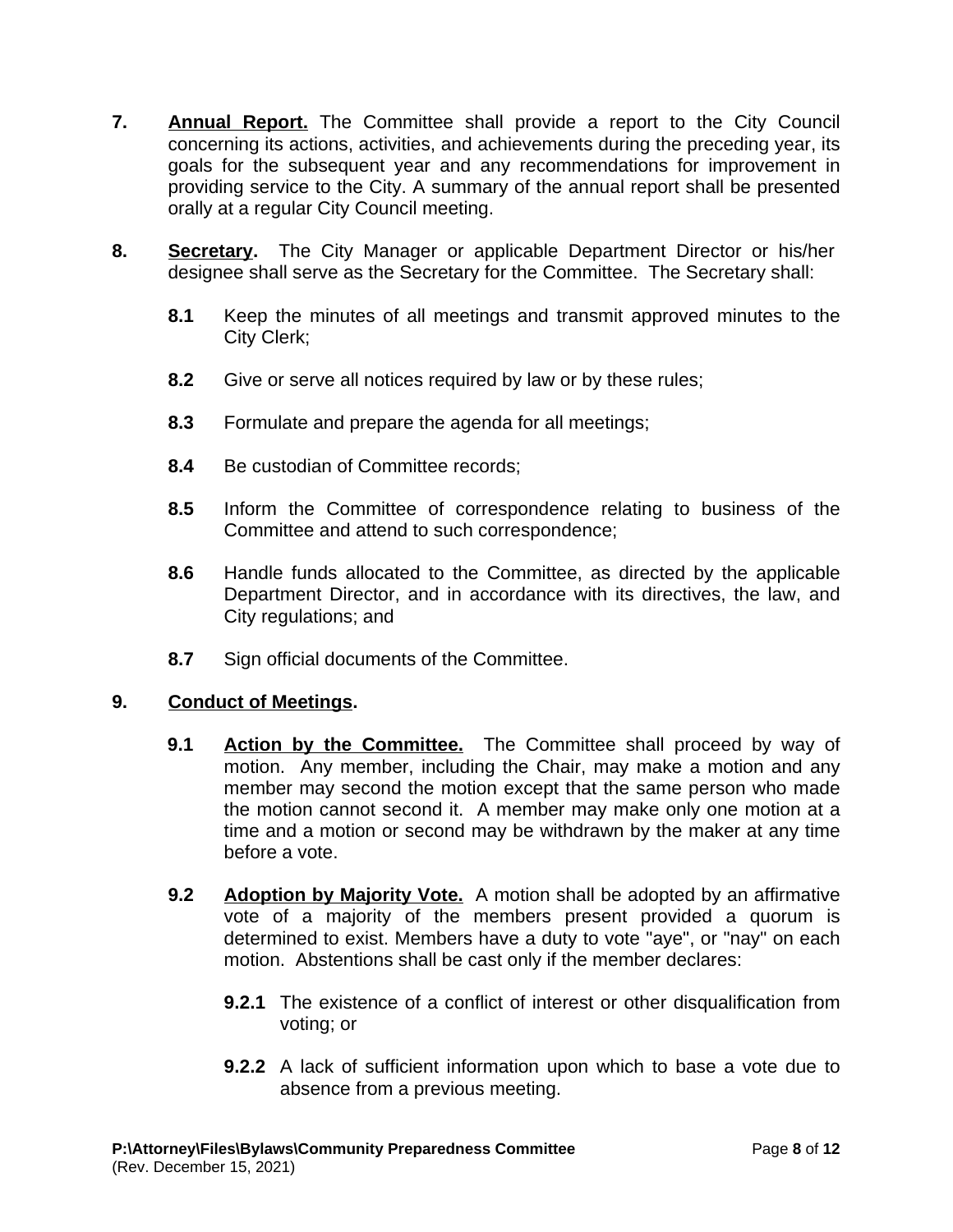**7.** **Annual Report.** The Committee shall provide a report to the City Council concerning its actions, activities, and achievements during the preceding year, its goals for the subsequent year and any recommendations for improvement in providing service to the City. A summary of the annual report shall be presented orally at a regular City Council meeting.

**8.** **Secretary.** The City Manager or applicable Department Director or his/her designee shall serve as the Secretary for the Committee. The Secretary shall:

- **8.1** Keep the minutes of all meetings and transmit approved minutes to the City Clerk;
- **8.2** Give or serve all notices required by law or by these rules;
- **8.3** Formulate and prepare the agenda for all meetings;
- **8.4** Be custodian of Committee records;
- **8.5** Inform the Committee of correspondence relating to business of the Committee and attend to such correspondence;
- **8.6** Handle funds allocated to the Committee, as directed by the applicable Department Director, and in accordance with its directives, the law, and City regulations; and
- **8.7** Sign official documents of the Committee.

**9.** **Conduct of Meetings.**

**9.1** **Action by the Committee.** The Committee shall proceed by way of motion. Any member, including the Chair, may make a motion and any member may second the motion except that the same person who made the motion cannot second it. A member may make only one motion at a time and a motion or second may be withdrawn by the maker at any time before a vote.

**9.2** **Adoption by Majority Vote.** A motion shall be adopted by an affirmative vote of a majority of the members present provided a quorum is determined to exist. Members have a duty to vote "aye", or "nay" on each motion. Abstentions shall be cast only if the member declares:

- **9.2.1** The existence of a conflict of interest or other disqualification from voting; or
- **9.2.2** A lack of sufficient information upon which to base a vote due to absence from a previous meeting.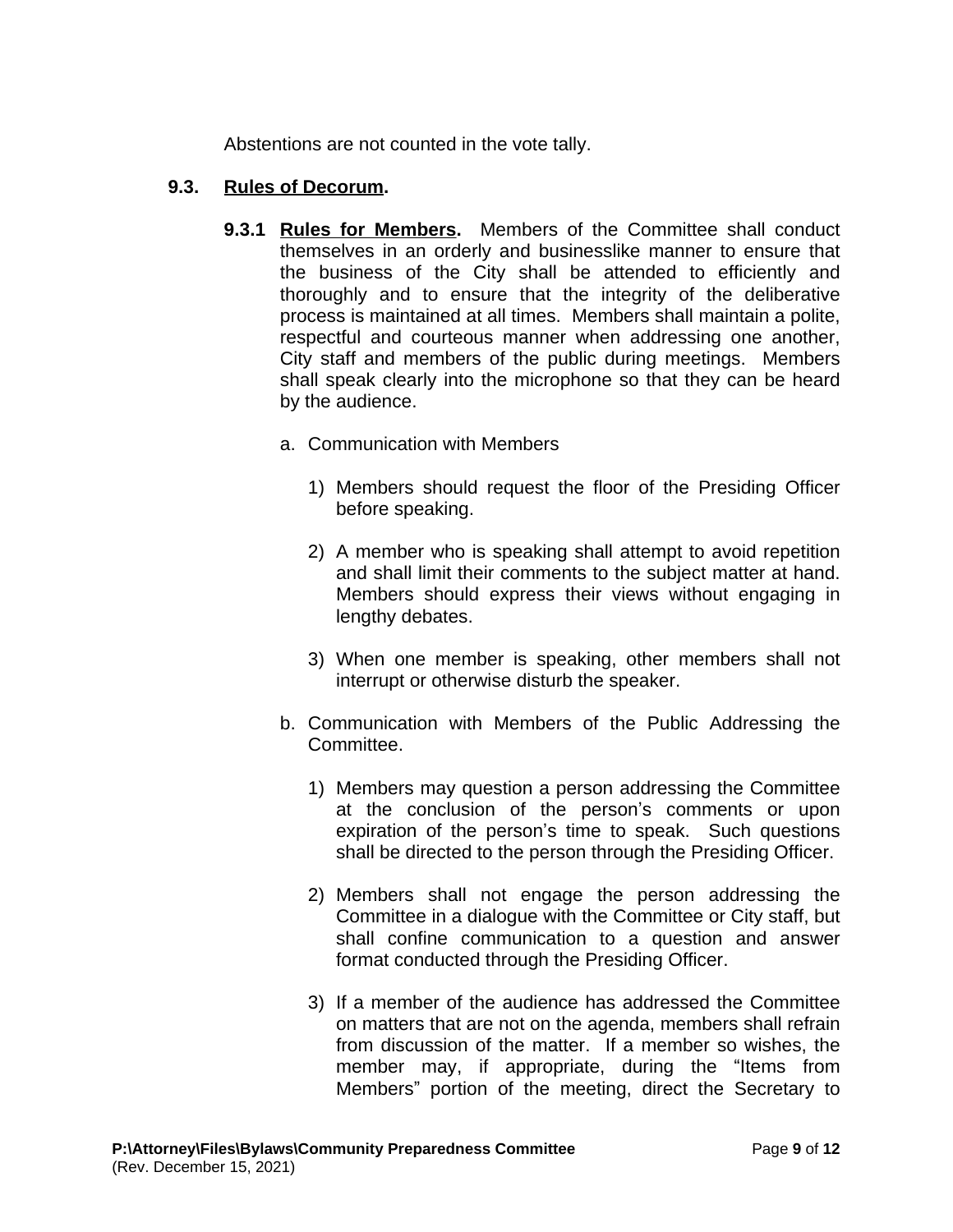Abstentions are not counted in the vote tally.

### 9.3. Rules of Decorum.

**9.3.1 Rules for Members.** Members of the Committee shall conduct themselves in an orderly and businesslike manner to ensure that the business of the City shall be attended to efficiently and thoroughly and to ensure that the integrity of the deliberative process is maintained at all times. Members shall maintain a polite, respectful and courteous manner when addressing one another, City staff and members of the public during meetings. Members shall speak clearly into the microphone so that they can be heard by the audience.

a. Communication with Members

1) Members should request the floor of the Presiding Officer before speaking.

2) A member who is speaking shall attempt to avoid repetition and shall limit their comments to the subject matter at hand. Members should express their views without engaging in lengthy debates.

3) When one member is speaking, other members shall not interrupt or otherwise disturb the speaker.

b. Communication with Members of the Public Addressing the Committee.

1) Members may question a person addressing the Committee at the conclusion of the person's comments or upon expiration of the person's time to speak. Such questions shall be directed to the person through the Presiding Officer.

2) Members shall not engage the person addressing the Committee in a dialogue with the Committee or City staff, but shall confine communication to a question and answer format conducted through the Presiding Officer.

3) If a member of the audience has addressed the Committee on matters that are not on the agenda, members shall refrain from discussion of the matter. If a member so wishes, the member may, if appropriate, during the "Items from Members" portion of the meeting, direct the Secretary to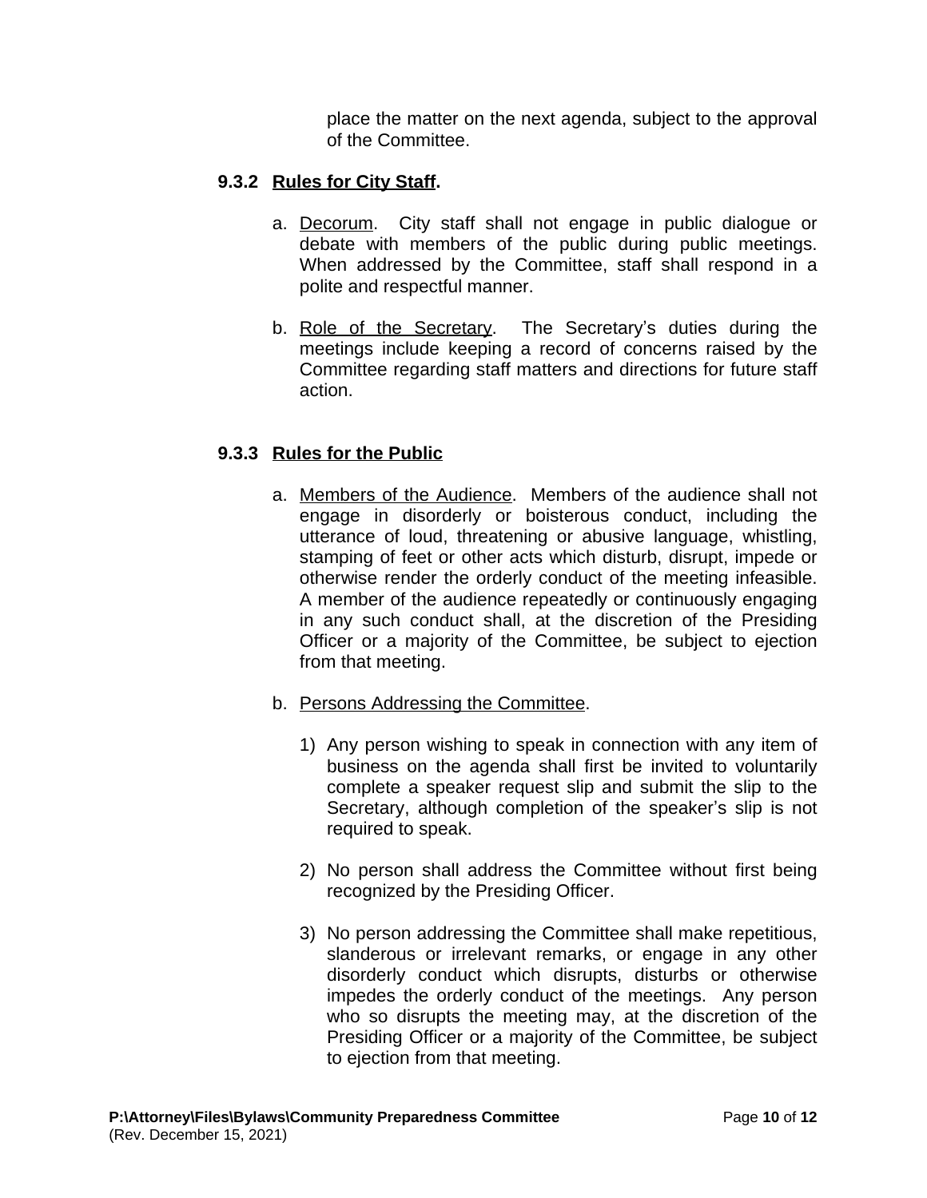place the matter on the next agenda, subject to the approval of the Committee.

### 9.3.2 Rules for City Staff.

a. Decorum. City staff shall not engage in public dialogue or debate with members of the public during public meetings. When addressed by the Committee, staff shall respond in a polite and respectful manner.

b. Role of the Secretary. The Secretary's duties during the meetings include keeping a record of concerns raised by the Committee regarding staff matters and directions for future staff action.

### 9.3.3 Rules for the Public

a. Members of the Audience. Members of the audience shall not engage in disorderly or boisterous conduct, including the utterance of loud, threatening or abusive language, whistling, stamping of feet or other acts which disturb, disrupt, impede or otherwise render the orderly conduct of the meeting infeasible. A member of the audience repeatedly or continuously engaging in any such conduct shall, at the discretion of the Presiding Officer or a majority of the Committee, be subject to ejection from that meeting.

b. Persons Addressing the Committee.

1) Any person wishing to speak in connection with any item of business on the agenda shall first be invited to voluntarily complete a speaker request slip and submit the slip to the Secretary, although completion of the speaker's slip is not required to speak.

2) No person shall address the Committee without first being recognized by the Presiding Officer.

3) No person addressing the Committee shall make repetitious, slanderous or irrelevant remarks, or engage in any other disorderly conduct which disrupts, disturbs or otherwise impedes the orderly conduct of the meetings. Any person who so disrupts the meeting may, at the discretion of the Presiding Officer or a majority of the Committee, be subject to ejection from that meeting.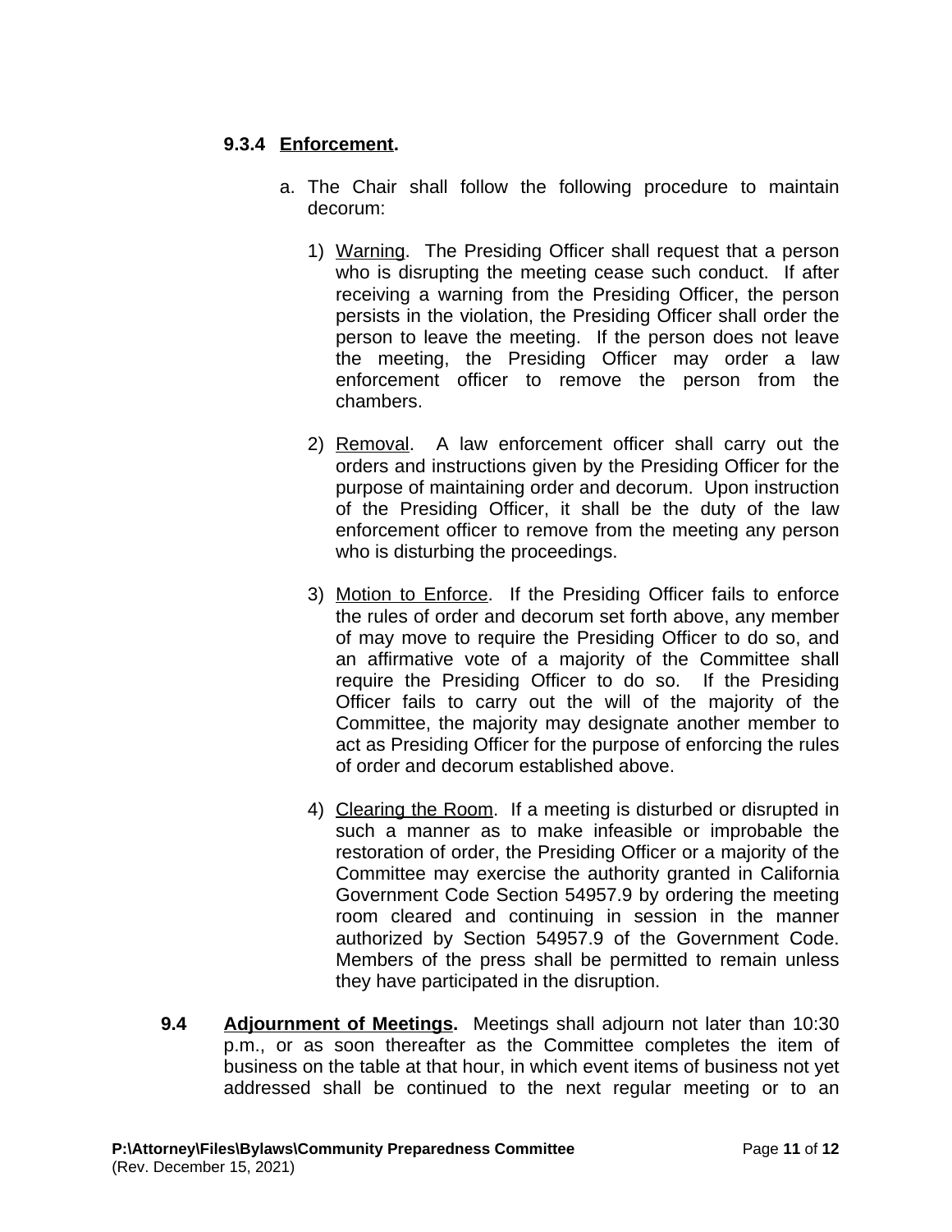#### 9.3.4 Enforcement.

a. The Chair shall follow the following procedure to maintain decorum:

   1) Warning. The Presiding Officer shall request that a person who is disrupting the meeting cease such conduct. If after receiving a warning from the Presiding Officer, the person persists in the violation, the Presiding Officer shall order the person to leave the meeting. If the person does not leave the meeting, the Presiding Officer may order a law enforcement officer to remove the person from the chambers.

   2) Removal. A law enforcement officer shall carry out the orders and instructions given by the Presiding Officer for the purpose of maintaining order and decorum. Upon instruction of the Presiding Officer, it shall be the duty of the law enforcement officer to remove from the meeting any person who is disturbing the proceedings.

   3) Motion to Enforce. If the Presiding Officer fails to enforce the rules of order and decorum set forth above, any member of may move to require the Presiding Officer to do so, and an affirmative vote of a majority of the Committee shall require the Presiding Officer to do so. If the Presiding Officer fails to carry out the will of the majority of the Committee, the majority may designate another member to act as Presiding Officer for the purpose of enforcing the rules of order and decorum established above.

   4) Clearing the Room. If a meeting is disturbed or disrupted in such a manner as to make infeasible or improbable the restoration of order, the Presiding Officer or a majority of the Committee may exercise the authority granted in California Government Code Section 54957.9 by ordering the meeting room cleared and continuing in session in the manner authorized by Section 54957.9 of the Government Code. Members of the press shall be permitted to remain unless they have participated in the disruption.

**9.4 Adjournment of Meetings.** Meetings shall adjourn not later than 10:30 p.m., or as soon thereafter as the Committee completes the item of business on the table at that hour, in which event items of business not yet addressed shall be continued to the next regular meeting or to an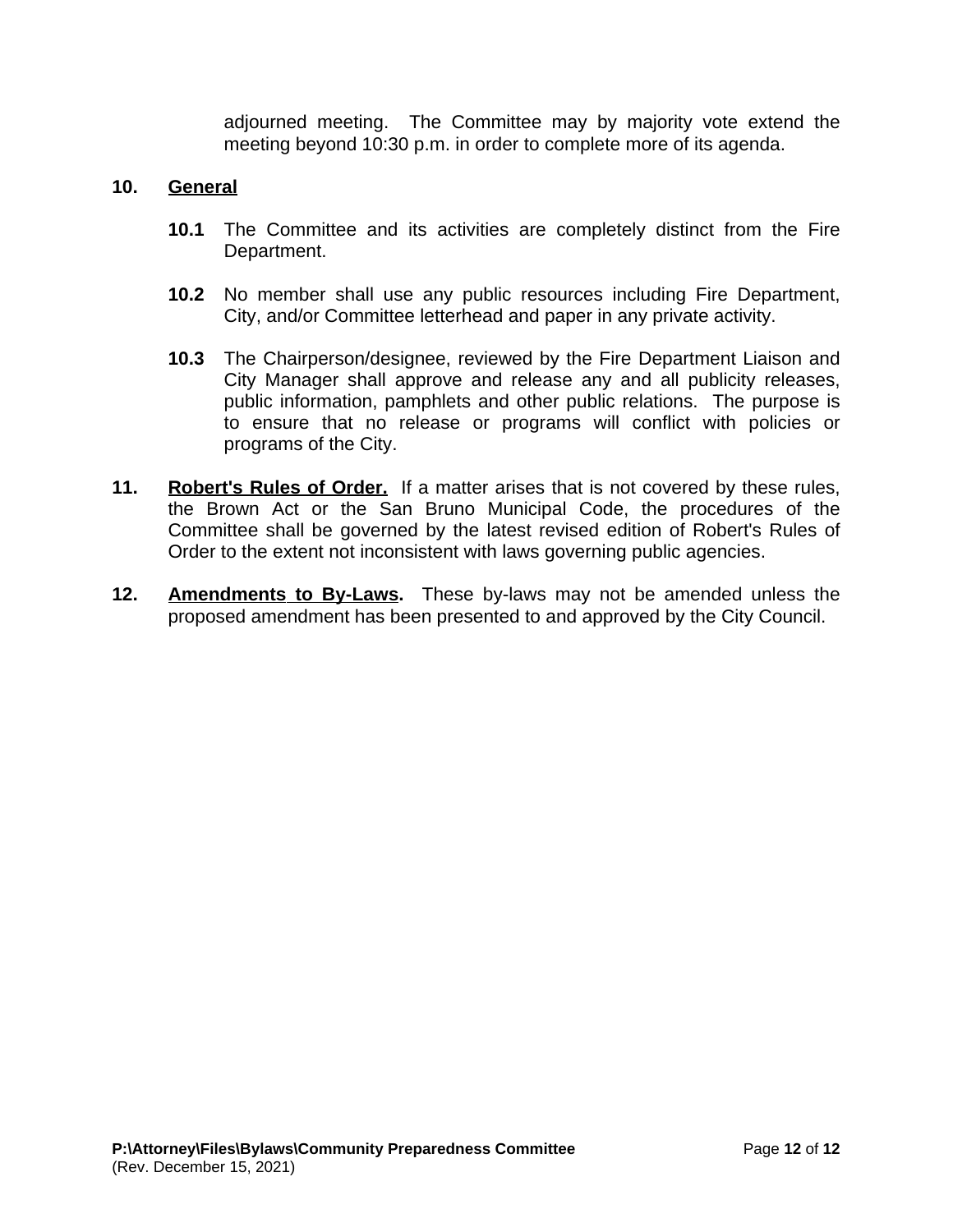adjourned meeting. The Committee may by majority vote extend the meeting beyond 10:30 p.m. in order to complete more of its agenda.

**10.** **General**

**10.1** The Committee and its activities are completely distinct from the Fire Department.

**10.2** No member shall use any public resources including Fire Department, City, and/or Committee letterhead and paper in any private activity.

**10.3** The Chairperson/designee, reviewed by the Fire Department Liaison and City Manager shall approve and release any and all publicity releases, public information, pamphlets and other public relations. The purpose is to ensure that no release or programs will conflict with policies or programs of the City.

**11.** **Robert's Rules of Order.** If a matter arises that is not covered by these rules, the Brown Act or the San Bruno Municipal Code, the procedures of the Committee shall be governed by the latest revised edition of Robert's Rules of Order to the extent not inconsistent with laws governing public agencies.

**12.** **Amendments to By-Laws.** These by-laws may not be amended unless the proposed amendment has been presented to and approved by the City Council.